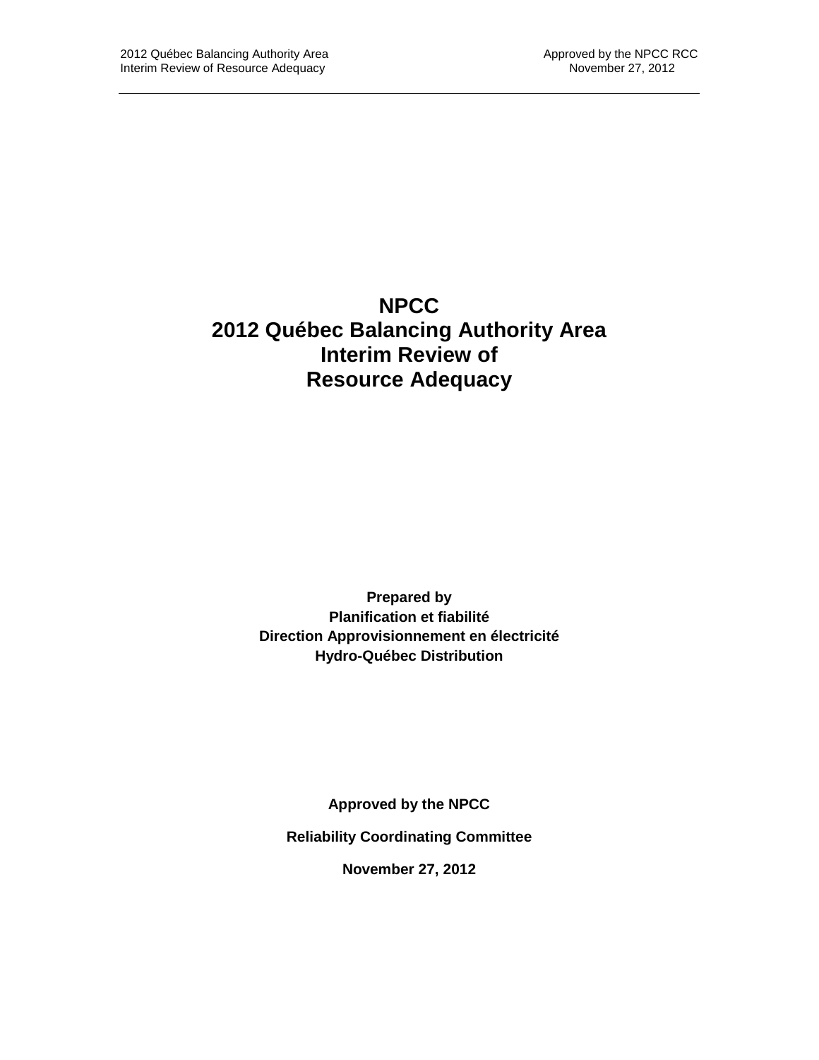# NPCC
# 2012 Québec Balancing Authority Area
# Interim Review of
# Resource Adequacy

**Prepared by**
**Planification et fiabilité**
**Direction Approvisionnement en électricité**
**Hydro-Québec Distribution**

**Approved by the NPCC**

**Reliability Coordinating Committee**

**November 27, 2012**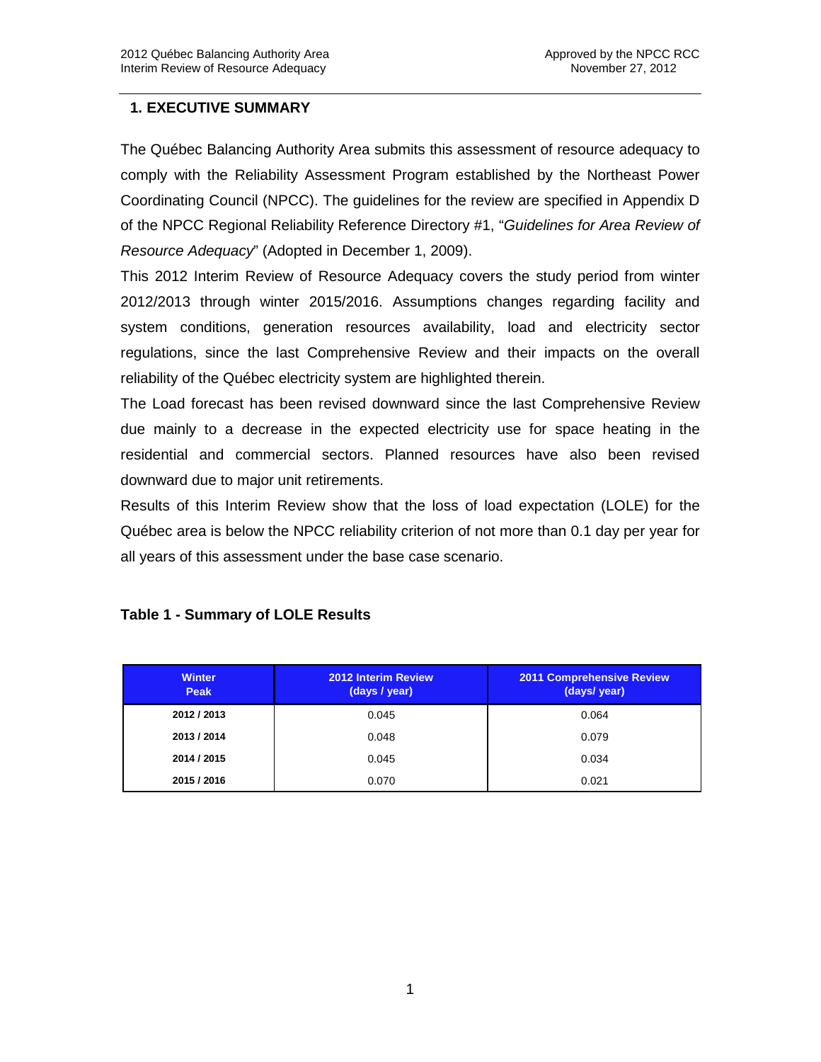## 1. EXECUTIVE SUMMARY

The Québec Balancing Authority Area submits this assessment of resource adequacy to comply with the Reliability Assessment Program established by the Northeast Power Coordinating Council (NPCC). The guidelines for the review are specified in Appendix D of the NPCC Regional Reliability Reference Directory #1, "*Guidelines for Area Review of Resource Adequacy*" (Adopted in December 1, 2009).

This 2012 Interim Review of Resource Adequacy covers the study period from winter 2012/2013 through winter 2015/2016. Assumptions changes regarding facility and system conditions, generation resources availability, load and electricity sector regulations, since the last Comprehensive Review and their impacts on the overall reliability of the Québec electricity system are highlighted therein.

The Load forecast has been revised downward since the last Comprehensive Review due mainly to a decrease in the expected electricity use for space heating in the residential and commercial sectors. Planned resources have also been revised downward due to major unit retirements.

Results of this Interim Review show that the loss of load expectation (LOLE) for the Québec area is below the NPCC reliability criterion of not more than 0.1 day per year for all years of this assessment under the base case scenario.

**Table 1 - Summary of LOLE Results**

| Winter Peak | 2012 Interim Review (days / year) | 2011 Comprehensive Review (days/ year) |
|---|---|---|
| 2012 / 2013 | 0.045 | 0.064 |
| 2013 / 2014 | 0.048 | 0.079 |
| 2014 / 2015 | 0.045 | 0.034 |
| 2015 / 2016 | 0.070 | 0.021 |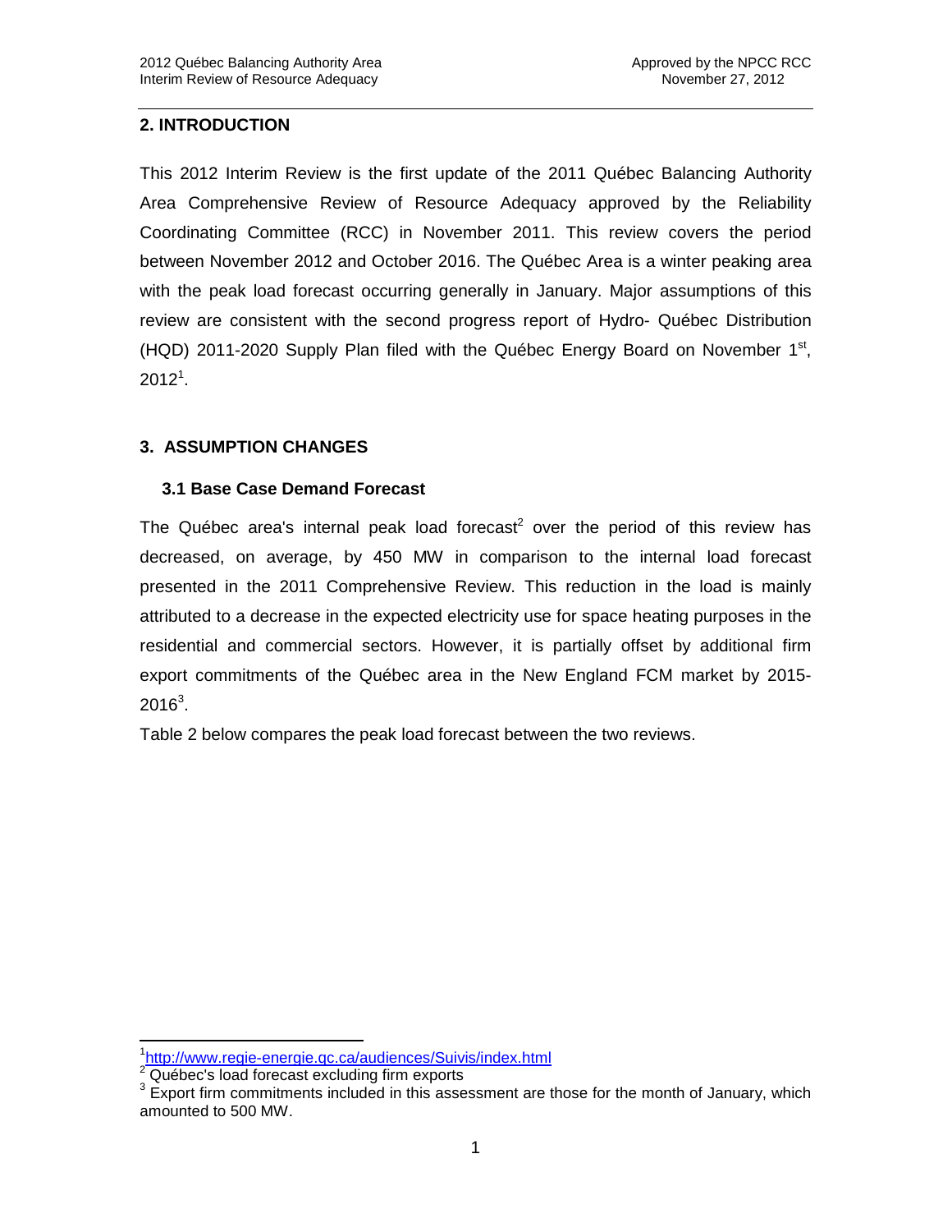## 2. INTRODUCTION

This 2012 Interim Review is the first update of the 2011 Québec Balancing Authority Area Comprehensive Review of Resource Adequacy approved by the Reliability Coordinating Committee (RCC) in November 2011. This review covers the period between November 2012 and October 2016. The Québec Area is a winter peaking area with the peak load forecast occurring generally in January. Major assumptions of this review are consistent with the second progress report of Hydro- Québec Distribution (HQD) 2011-2020 Supply Plan filed with the Québec Energy Board on November 1st, 2012[1].

## 3. ASSUMPTION CHANGES

### 3.1 Base Case Demand Forecast

The Québec area's internal peak load forecast[2] over the period of this review has decreased, on average, by 450 MW in comparison to the internal load forecast presented in the 2011 Comprehensive Review. This reduction in the load is mainly attributed to a decrease in the expected electricity use for space heating purposes in the residential and commercial sectors. However, it is partially offset by additional firm export commitments of the Québec area in the New England FCM market by 2015-2016[3].

Table 2 below compares the peak load forecast between the two reviews.

[1] http://www.regie-energie.qc.ca/audiences/Suivis/index.html

[2] Québec's load forecast excluding firm exports

[3] Export firm commitments included in this assessment are those for the month of January, which amounted to 500 MW.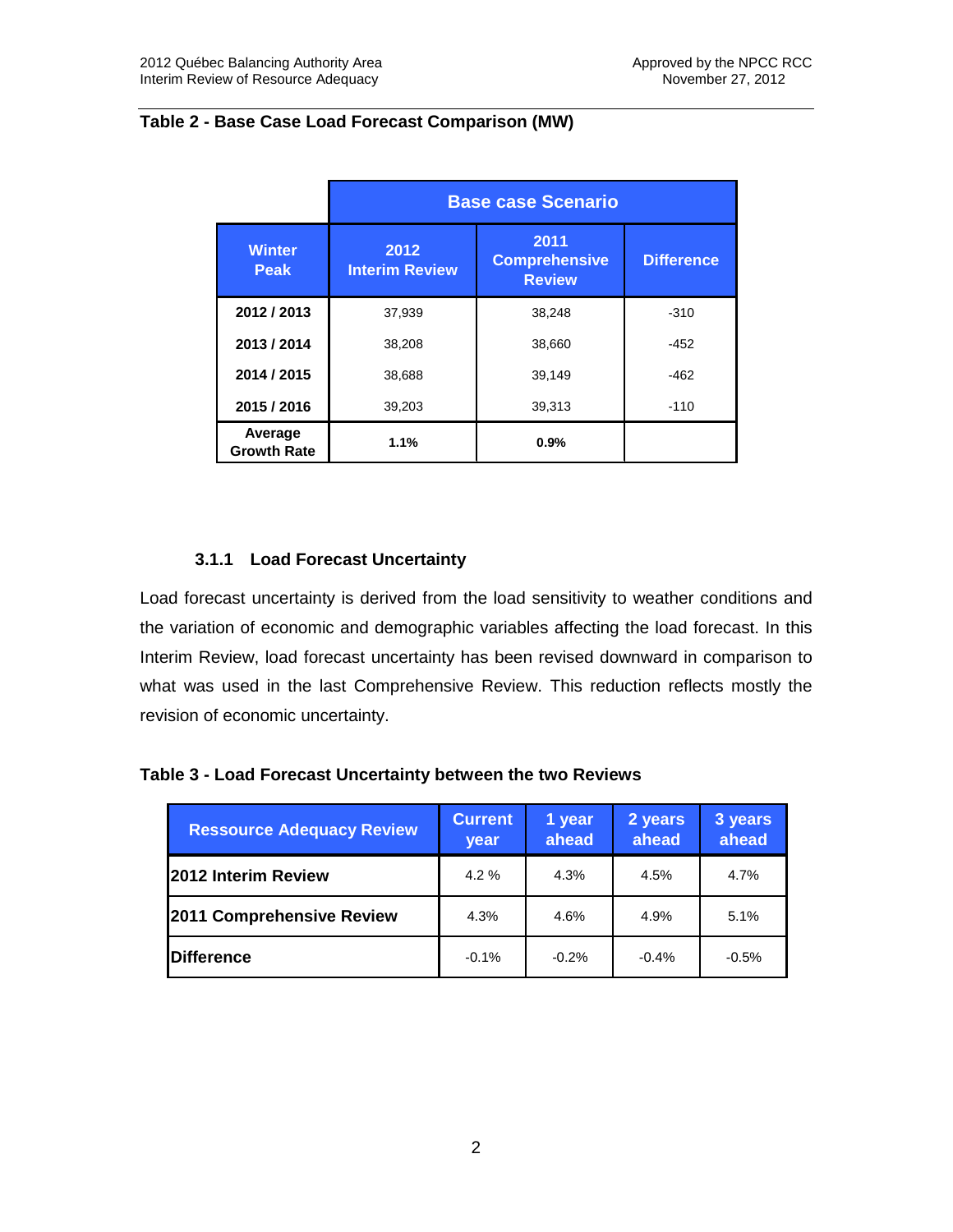**Table 2 - Base Case Load Forecast Comparison (MW)**

| | Base case Scenario | | |
|---|---|---|---|
| Winter Peak | 2012 Interim Review | 2011 Comprehensive Review | Difference |
| 2012 / 2013 | 37,939 | 38,248 | -310 |
| 2013 / 2014 | 38,208 | 38,660 | -452 |
| 2014 / 2015 | 38,688 | 39,149 | -462 |
| 2015 / 2016 | 39,203 | 39,313 | -110 |
| Average Growth Rate | 1.1% | 0.9% | |

### 3.1.1 Load Forecast Uncertainty

Load forecast uncertainty is derived from the load sensitivity to weather conditions and the variation of economic and demographic variables affecting the load forecast. In this Interim Review, load forecast uncertainty has been revised downward in comparison to what was used in the last Comprehensive Review. This reduction reflects mostly the revision of economic uncertainty.

**Table 3 - Load Forecast Uncertainty between the two Reviews**

| Ressource Adequacy Review | Current year | 1 year ahead | 2 years ahead | 3 years ahead |
|---|---|---|---|---|
| 2012 Interim Review | 4.2 % | 4.3% | 4.5% | 4.7% |
| 2011 Comprehensive Review | 4.3% | 4.6% | 4.9% | 5.1% |
| Difference | -0.1% | -0.2% | -0.4% | -0.5% |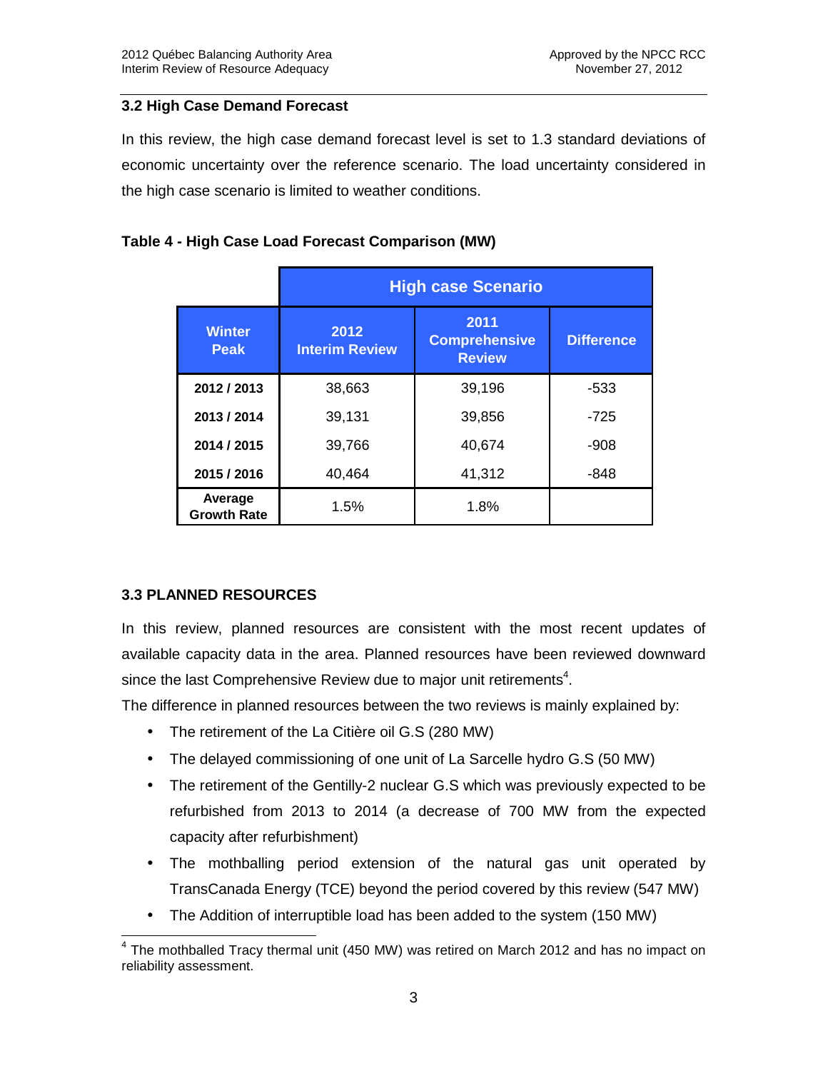### 3.2 High Case Demand Forecast

In this review, the high case demand forecast level is set to 1.3 standard deviations of economic uncertainty over the reference scenario. The load uncertainty considered in the high case scenario is limited to weather conditions.

**Table 4 - High Case Load Forecast Comparison (MW)**

| | High case Scenario | | |
|---|---|---|---|
| **Winter Peak** | **2012 Interim Review** | **2011 Comprehensive Review** | **Difference** |
| **2012 / 2013** | 38,663 | 39,196 | -533 |
| **2013 / 2014** | 39,131 | 39,856 | -725 |
| **2014 / 2015** | 39,766 | 40,674 | -908 |
| **2015 / 2016** | 40,464 | 41,312 | -848 |
| **Average Growth Rate** | 1.5% | 1.8% | |

### 3.3 PLANNED RESOURCES

In this review, planned resources are consistent with the most recent updates of available capacity data in the area. Planned resources have been reviewed downward since the last Comprehensive Review due to major unit retirements[4].

The difference in planned resources between the two reviews is mainly explained by:

- The retirement of the La Citière oil G.S (280 MW)
- The delayed commissioning of one unit of La Sarcelle hydro G.S (50 MW)
- The retirement of the Gentilly-2 nuclear G.S which was previously expected to be refurbished from 2013 to 2014 (a decrease of 700 MW from the expected capacity after refurbishment)
- The mothballing period extension of the natural gas unit operated by TransCanada Energy (TCE) beyond the period covered by this review (547 MW)
- The Addition of interruptible load has been added to the system (150 MW)

[4] The mothballed Tracy thermal unit (450 MW) was retired on March 2012 and has no impact on reliability assessment.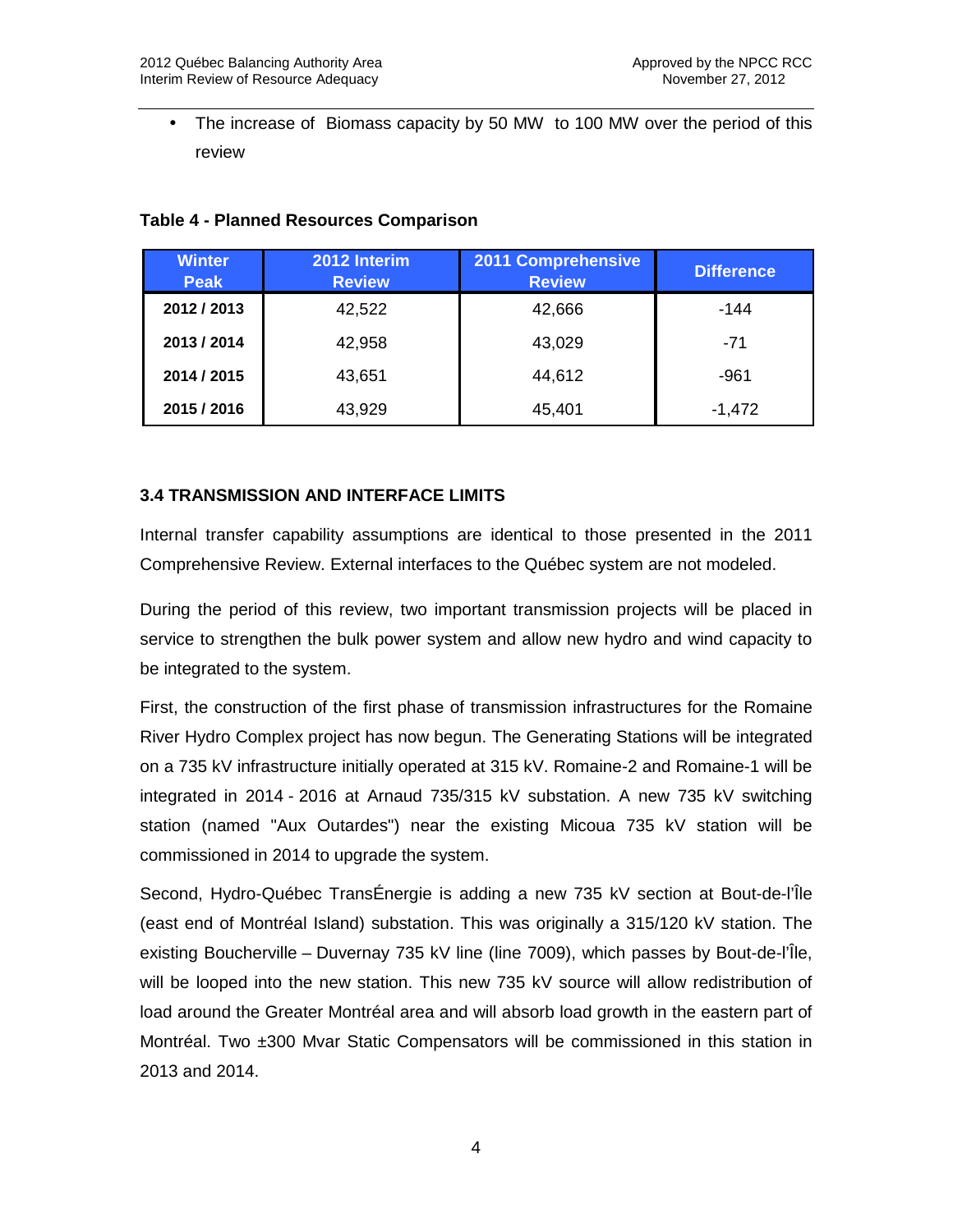- The increase of Biomass capacity by 50 MW to 100 MW over the period of this review

**Table 4 - Planned Resources Comparison**

| Winter Peak | 2012 Interim Review | 2011 Comprehensive Review | Difference |
|---|---|---|---|
| 2012 / 2013 | 42,522 | 42,666 | -144 |
| 2013 / 2014 | 42,958 | 43,029 | -71 |
| 2014 / 2015 | 43,651 | 44,612 | -961 |
| 2015 / 2016 | 43,929 | 45,401 | -1,472 |

### 3.4 TRANSMISSION AND INTERFACE LIMITS

Internal transfer capability assumptions are identical to those presented in the 2011 Comprehensive Review. External interfaces to the Québec system are not modeled.

During the period of this review, two important transmission projects will be placed in service to strengthen the bulk power system and allow new hydro and wind capacity to be integrated to the system.

First, the construction of the first phase of transmission infrastructures for the Romaine River Hydro Complex project has now begun. The Generating Stations will be integrated on a 735 kV infrastructure initially operated at 315 kV. Romaine-2 and Romaine-1 will be integrated in 2014 - 2016 at Arnaud 735/315 kV substation. A new 735 kV switching station (named "Aux Outardes") near the existing Micoua 735 kV station will be commissioned in 2014 to upgrade the system.

Second, Hydro-Québec TransÉnergie is adding a new 735 kV section at Bout-de-l'Île (east end of Montréal Island) substation. This was originally a 315/120 kV station. The existing Boucherville – Duvernay 735 kV line (line 7009), which passes by Bout-de-l'Île, will be looped into the new station. This new 735 kV source will allow redistribution of load around the Greater Montréal area and will absorb load growth in the eastern part of Montréal. Two ±300 Mvar Static Compensators will be commissioned in this station in 2013 and 2014.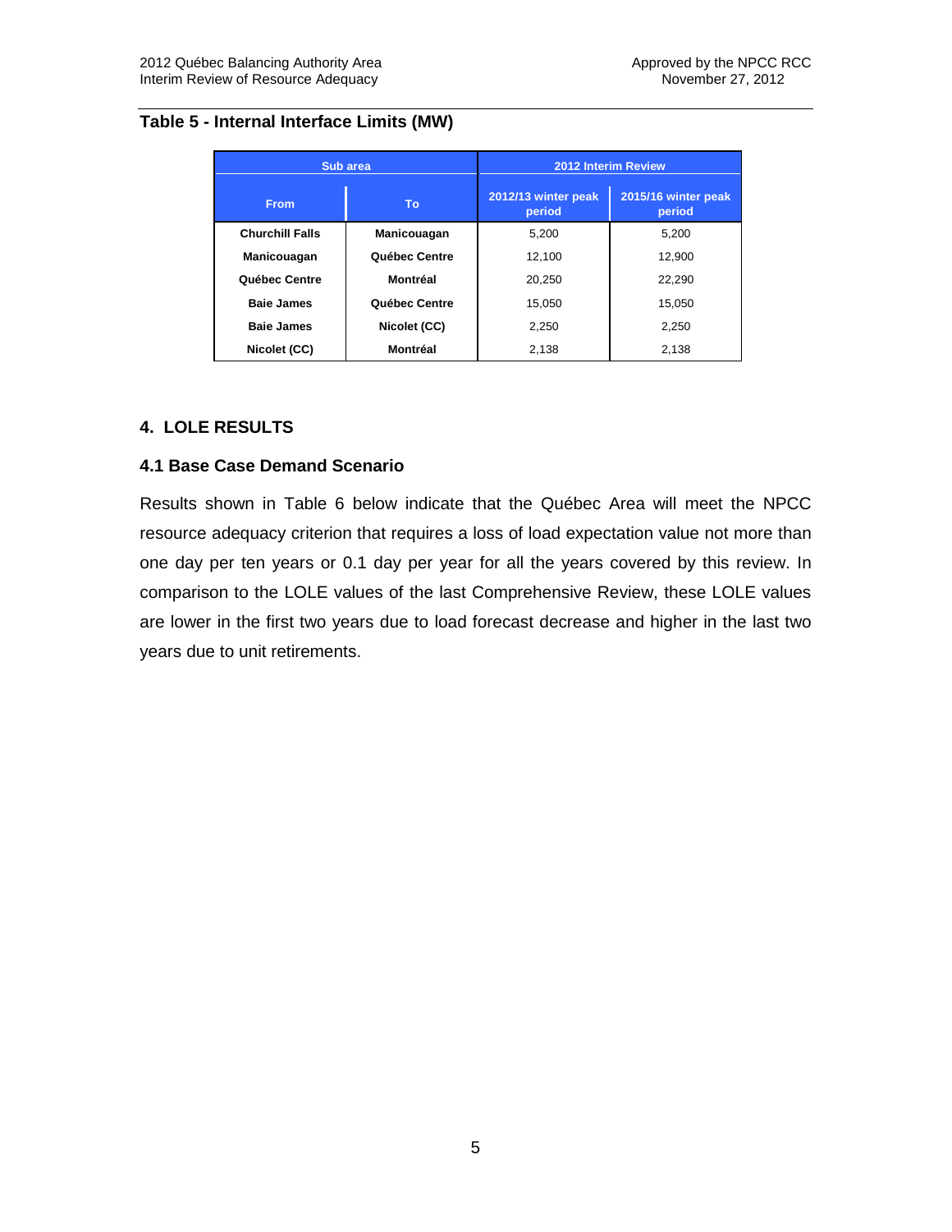### Table 5 - Internal Interface Limits (MW)

| Sub area | | 2012 Interim Review | |
|---|---|---|---|
| **From** | **To** | **2012/13 winter peak period** | **2015/16 winter peak period** |
| **Churchill Falls** | **Manicouagan** | 5,200 | 5,200 |
| **Manicouagan** | **Québec Centre** | 12,100 | 12,900 |
| **Québec Centre** | **Montréal** | 20,250 | 22,290 |
| **Baie James** | **Québec Centre** | 15,050 | 15,050 |
| **Baie James** | **Nicolet (CC)** | 2,250 | 2,250 |
| **Nicolet (CC)** | **Montréal** | 2,138 | 2,138 |

## 4. LOLE RESULTS

### 4.1 Base Case Demand Scenario

Results shown in Table 6 below indicate that the Québec Area will meet the NPCC resource adequacy criterion that requires a loss of load expectation value not more than one day per ten years or 0.1 day per year for all the years covered by this review. In comparison to the LOLE values of the last Comprehensive Review, these LOLE values are lower in the first two years due to load forecast decrease and higher in the last two years due to unit retirements.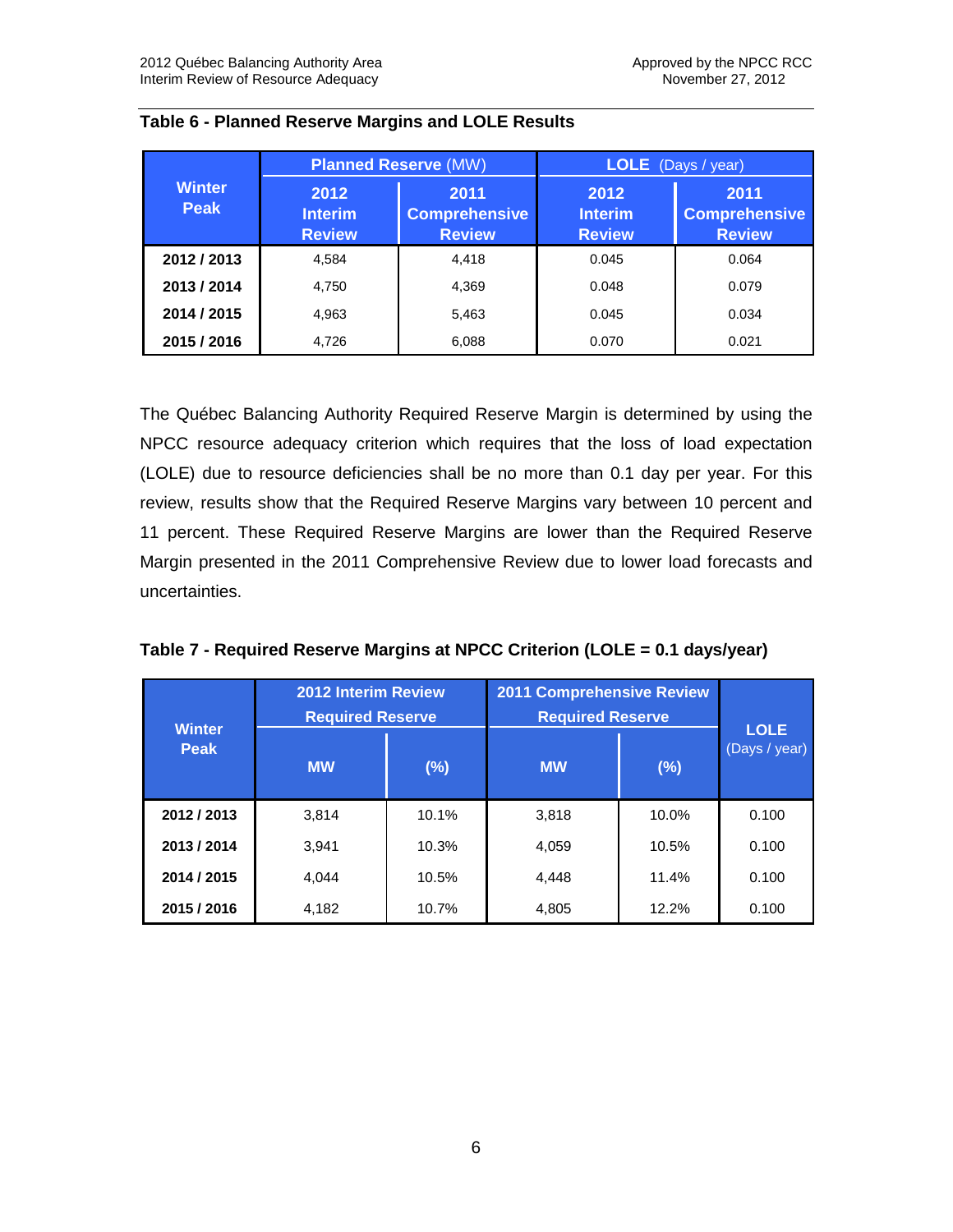**Table 6 - Planned Reserve Margins and LOLE Results**

| Winter Peak | Planned Reserve (MW) | | LOLE (Days / year) | |
|---|---|---|---|---|
| | 2012 Interim Review | 2011 Comprehensive Review | 2012 Interim Review | 2011 Comprehensive Review |
| 2012 / 2013 | 4,584 | 4,418 | 0.045 | 0.064 |
| 2013 / 2014 | 4,750 | 4,369 | 0.048 | 0.079 |
| 2014 / 2015 | 4,963 | 5,463 | 0.045 | 0.034 |
| 2015 / 2016 | 4,726 | 6,088 | 0.070 | 0.021 |

The Québec Balancing Authority Required Reserve Margin is determined by using the NPCC resource adequacy criterion which requires that the loss of load expectation (LOLE) due to resource deficiencies shall be no more than 0.1 day per year. For this review, results show that the Required Reserve Margins vary between 10 percent and 11 percent. These Required Reserve Margins are lower than the Required Reserve Margin presented in the 2011 Comprehensive Review due to lower load forecasts and uncertainties.

**Table 7 - Required Reserve Margins at NPCC Criterion (LOLE = 0.1 days/year)**

| Winter Peak | 2012 Interim Review Required Reserve | | 2011 Comprehensive Review Required Reserve | | LOLE (Days / year) |
|---|---|---|---|---|---|
| | MW | (%) | MW | (%) | |
| 2012 / 2013 | 3,814 | 10.1% | 3,818 | 10.0% | 0.100 |
| 2013 / 2014 | 3,941 | 10.3% | 4,059 | 10.5% | 0.100 |
| 2014 / 2015 | 4,044 | 10.5% | 4,448 | 11.4% | 0.100 |
| 2015 / 2016 | 4,182 | 10.7% | 4,805 | 12.2% | 0.100 |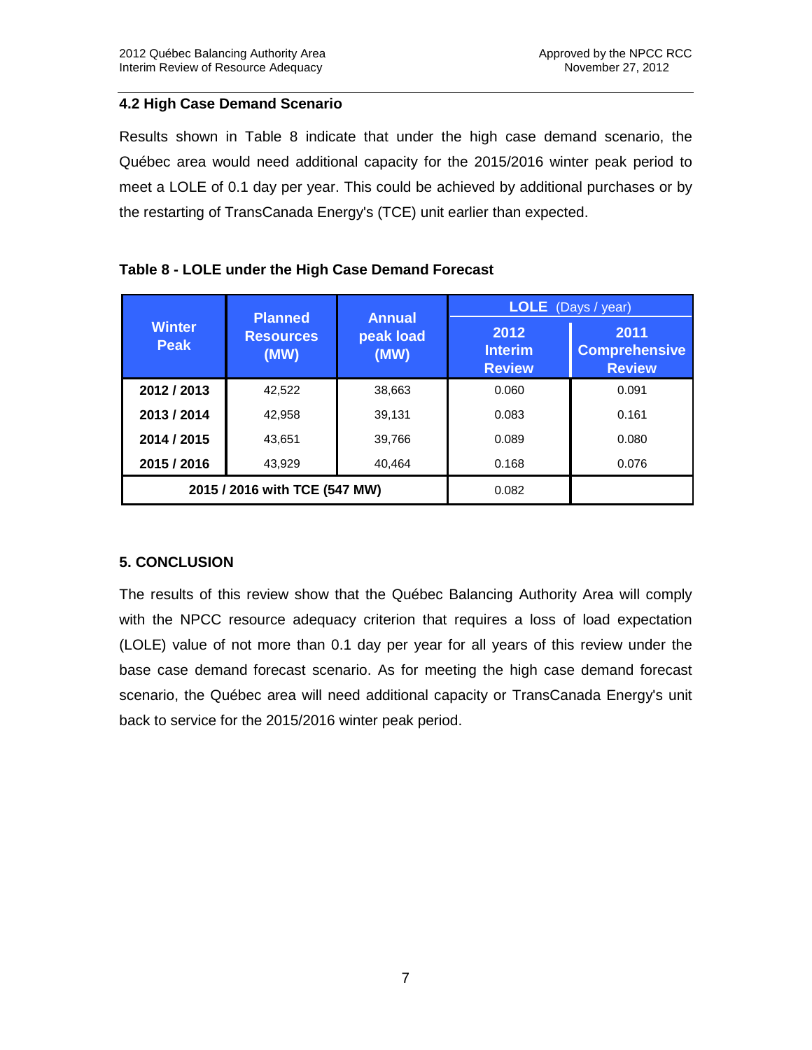### 4.2 High Case Demand Scenario

Results shown in Table 8 indicate that under the high case demand scenario, the Québec area would need additional capacity for the 2015/2016 winter peak period to meet a LOLE of 0.1 day per year. This could be achieved by additional purchases or by the restarting of TransCanada Energy's (TCE) unit earlier than expected.

**Table 8 - LOLE under the High Case Demand Forecast**

| Winter Peak | Planned Resources (MW) | Annual peak load (MW) | LOLE (Days / year) | |
|---|---|---|---|---|
| | | | 2012 Interim Review | 2011 Comprehensive Review |
| 2012 / 2013 | 42,522 | 38,663 | 0.060 | 0.091 |
| 2013 / 2014 | 42,958 | 39,131 | 0.083 | 0.161 |
| 2014 / 2015 | 43,651 | 39,766 | 0.089 | 0.080 |
| 2015 / 2016 | 43,929 | 40,464 | 0.168 | 0.076 |
| 2015 / 2016 with TCE (547 MW) | | | 0.082 | |

## 5. CONCLUSION

The results of this review show that the Québec Balancing Authority Area will comply with the NPCC resource adequacy criterion that requires a loss of load expectation (LOLE) value of not more than 0.1 day per year for all years of this review under the base case demand forecast scenario. As for meeting the high case demand forecast scenario, the Québec area will need additional capacity or TransCanada Energy's unit back to service for the 2015/2016 winter peak period.